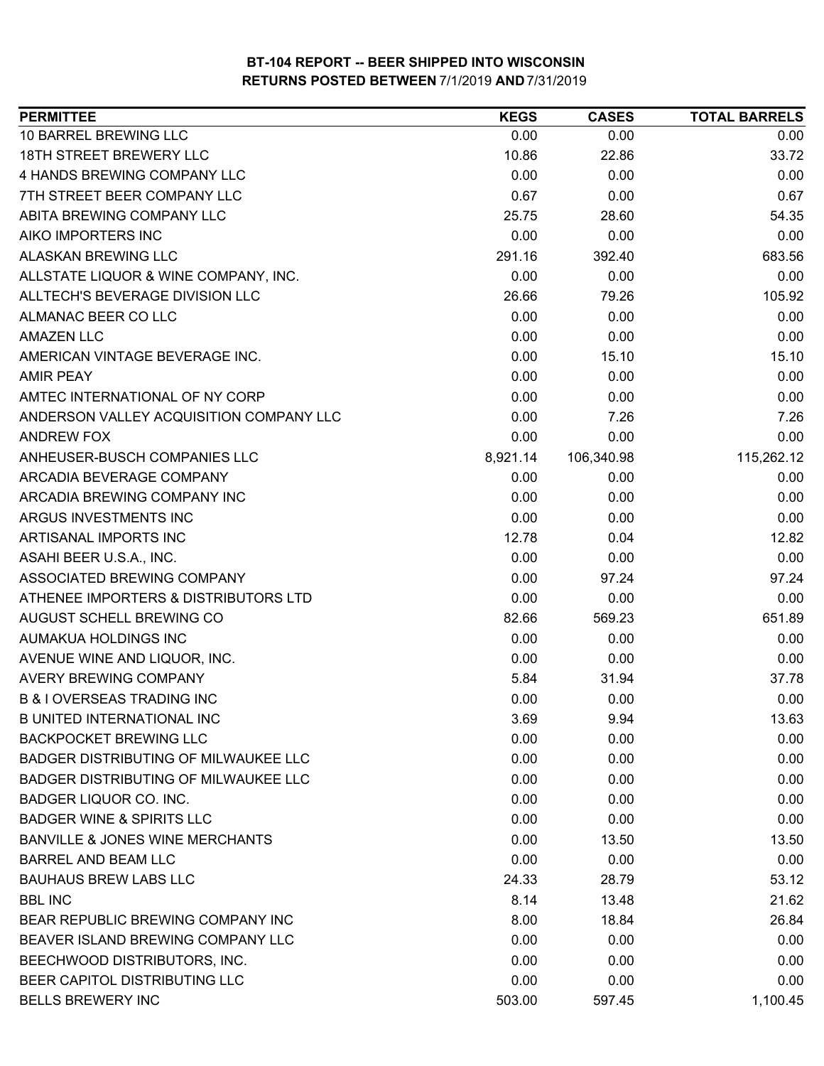# BT-104 REPORT -- BEER SHIPPED INTO WISCONSIN
## RETURNS POSTED BETWEEN 7/1/2019 AND 7/31/2019

| PERMITTEE | KEGS | CASES | TOTAL BARRELS |
|---|---|---|---|
| 10 BARREL BREWING LLC | 0.00 | 0.00 | 0.00 |
| 18TH STREET BREWERY LLC | 10.86 | 22.86 | 33.72 |
| 4 HANDS BREWING COMPANY LLC | 0.00 | 0.00 | 0.00 |
| 7TH STREET BEER COMPANY LLC | 0.67 | 0.00 | 0.67 |
| ABITA BREWING COMPANY LLC | 25.75 | 28.60 | 54.35 |
| AIKO IMPORTERS INC | 0.00 | 0.00 | 0.00 |
| ALASKAN BREWING LLC | 291.16 | 392.40 | 683.56 |
| ALLSTATE LIQUOR & WINE COMPANY, INC. | 0.00 | 0.00 | 0.00 |
| ALLTECH'S BEVERAGE DIVISION LLC | 26.66 | 79.26 | 105.92 |
| ALMANAC BEER CO LLC | 0.00 | 0.00 | 0.00 |
| AMAZEN LLC | 0.00 | 0.00 | 0.00 |
| AMERICAN VINTAGE BEVERAGE INC. | 0.00 | 15.10 | 15.10 |
| AMIR PEAY | 0.00 | 0.00 | 0.00 |
| AMTEC INTERNATIONAL OF NY CORP | 0.00 | 0.00 | 0.00 |
| ANDERSON VALLEY ACQUISITION COMPANY LLC | 0.00 | 7.26 | 7.26 |
| ANDREW FOX | 0.00 | 0.00 | 0.00 |
| ANHEUSER-BUSCH COMPANIES LLC | 8,921.14 | 106,340.98 | 115,262.12 |
| ARCADIA BEVERAGE COMPANY | 0.00 | 0.00 | 0.00 |
| ARCADIA BREWING COMPANY INC | 0.00 | 0.00 | 0.00 |
| ARGUS INVESTMENTS INC | 0.00 | 0.00 | 0.00 |
| ARTISANAL IMPORTS INC | 12.78 | 0.04 | 12.82 |
| ASAHI BEER U.S.A., INC. | 0.00 | 0.00 | 0.00 |
| ASSOCIATED BREWING COMPANY | 0.00 | 97.24 | 97.24 |
| ATHENEE IMPORTERS & DISTRIBUTORS LTD | 0.00 | 0.00 | 0.00 |
| AUGUST SCHELL BREWING CO | 82.66 | 569.23 | 651.89 |
| AUMAKUA HOLDINGS INC | 0.00 | 0.00 | 0.00 |
| AVENUE WINE AND LIQUOR, INC. | 0.00 | 0.00 | 0.00 |
| AVERY BREWING COMPANY | 5.84 | 31.94 | 37.78 |
| B & I OVERSEAS TRADING INC | 0.00 | 0.00 | 0.00 |
| B UNITED INTERNATIONAL INC | 3.69 | 9.94 | 13.63 |
| BACKPOCKET BREWING LLC | 0.00 | 0.00 | 0.00 |
| BADGER DISTRIBUTING OF MILWAUKEE LLC | 0.00 | 0.00 | 0.00 |
| BADGER DISTRIBUTING OF MILWAUKEE LLC | 0.00 | 0.00 | 0.00 |
| BADGER LIQUOR CO. INC. | 0.00 | 0.00 | 0.00 |
| BADGER WINE & SPIRITS LLC | 0.00 | 0.00 | 0.00 |
| BANVILLE & JONES WINE MERCHANTS | 0.00 | 13.50 | 13.50 |
| BARREL AND BEAM LLC | 0.00 | 0.00 | 0.00 |
| BAUHAUS BREW LABS LLC | 24.33 | 28.79 | 53.12 |
| BBL INC | 8.14 | 13.48 | 21.62 |
| BEAR REPUBLIC BREWING COMPANY INC | 8.00 | 18.84 | 26.84 |
| BEAVER ISLAND BREWING COMPANY LLC | 0.00 | 0.00 | 0.00 |
| BEECHWOOD DISTRIBUTORS, INC. | 0.00 | 0.00 | 0.00 |
| BEER CAPITOL DISTRIBUTING LLC | 0.00 | 0.00 | 0.00 |
| BELLS BREWERY INC | 503.00 | 597.45 | 1,100.45 |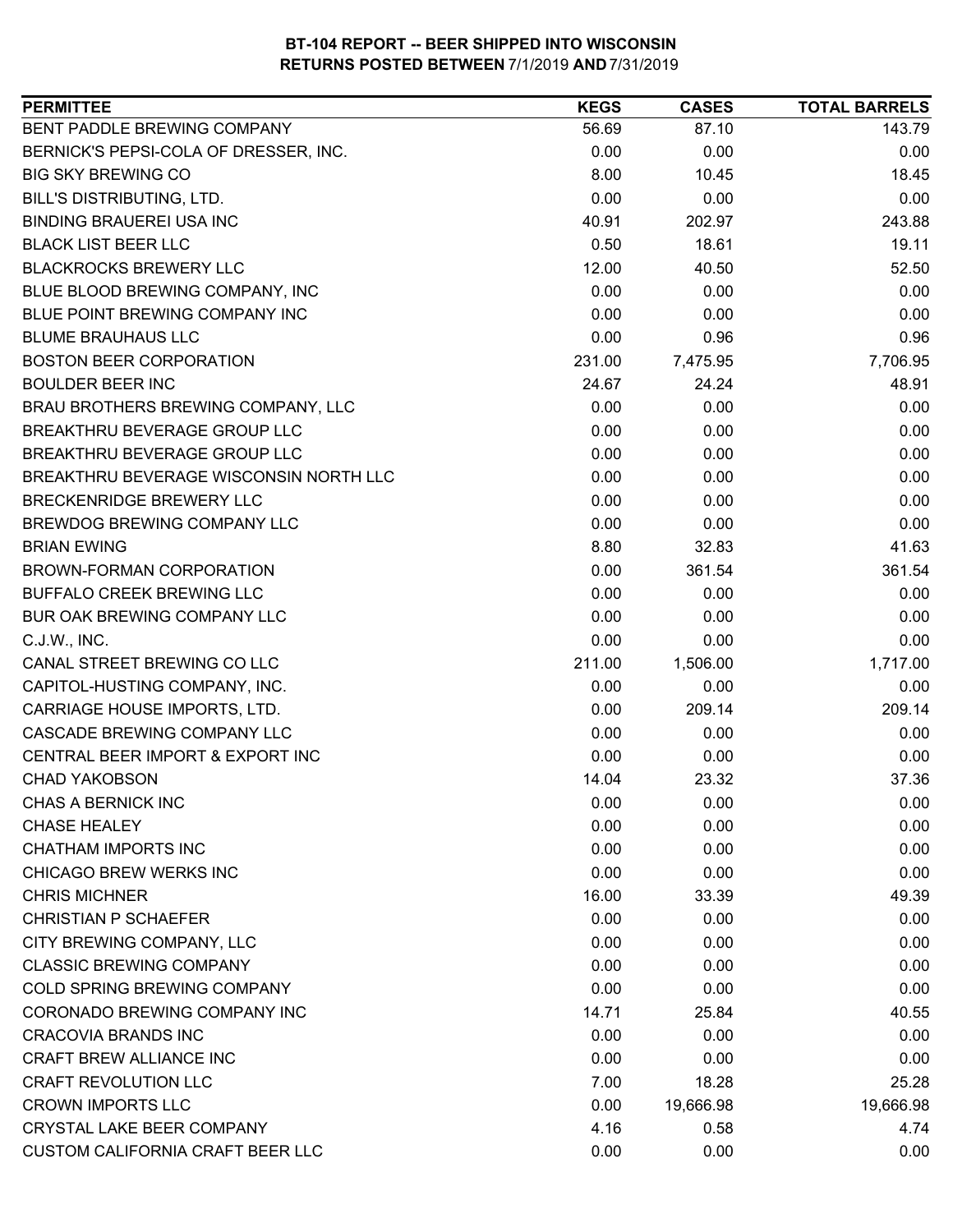**BT-104 REPORT -- BEER SHIPPED INTO WISCONSIN**
**RETURNS POSTED BETWEEN 7/1/2019 AND 7/31/2019**

| PERMITTEE | KEGS | CASES | TOTAL BARRELS |
|---|---|---|---|
| BENT PADDLE BREWING COMPANY | 56.69 | 87.10 | 143.79 |
| BERNICK'S PEPSI-COLA OF DRESSER, INC. | 0.00 | 0.00 | 0.00 |
| BIG SKY BREWING CO | 8.00 | 10.45 | 18.45 |
| BILL'S DISTRIBUTING, LTD. | 0.00 | 0.00 | 0.00 |
| BINDING BRAUEREI USA INC | 40.91 | 202.97 | 243.88 |
| BLACK LIST BEER LLC | 0.50 | 18.61 | 19.11 |
| BLACKROCKS BREWERY LLC | 12.00 | 40.50 | 52.50 |
| BLUE BLOOD BREWING COMPANY, INC | 0.00 | 0.00 | 0.00 |
| BLUE POINT BREWING COMPANY INC | 0.00 | 0.00 | 0.00 |
| BLUME BRAUHAUS LLC | 0.00 | 0.96 | 0.96 |
| BOSTON BEER CORPORATION | 231.00 | 7,475.95 | 7,706.95 |
| BOULDER BEER INC | 24.67 | 24.24 | 48.91 |
| BRAU BROTHERS BREWING COMPANY, LLC | 0.00 | 0.00 | 0.00 |
| BREAKTHRU BEVERAGE GROUP LLC | 0.00 | 0.00 | 0.00 |
| BREAKTHRU BEVERAGE GROUP LLC | 0.00 | 0.00 | 0.00 |
| BREAKTHRU BEVERAGE WISCONSIN NORTH LLC | 0.00 | 0.00 | 0.00 |
| BRECKENRIDGE BREWERY LLC | 0.00 | 0.00 | 0.00 |
| BREWDOG BREWING COMPANY LLC | 0.00 | 0.00 | 0.00 |
| BRIAN EWING | 8.80 | 32.83 | 41.63 |
| BROWN-FORMAN CORPORATION | 0.00 | 361.54 | 361.54 |
| BUFFALO CREEK BREWING LLC | 0.00 | 0.00 | 0.00 |
| BUR OAK BREWING COMPANY LLC | 0.00 | 0.00 | 0.00 |
| C.J.W., INC. | 0.00 | 0.00 | 0.00 |
| CANAL STREET BREWING CO LLC | 211.00 | 1,506.00 | 1,717.00 |
| CAPITOL-HUSTING COMPANY, INC. | 0.00 | 0.00 | 0.00 |
| CARRIAGE HOUSE IMPORTS, LTD. | 0.00 | 209.14 | 209.14 |
| CASCADE BREWING COMPANY LLC | 0.00 | 0.00 | 0.00 |
| CENTRAL BEER IMPORT & EXPORT INC | 0.00 | 0.00 | 0.00 |
| CHAD YAKOBSON | 14.04 | 23.32 | 37.36 |
| CHAS A BERNICK INC | 0.00 | 0.00 | 0.00 |
| CHASE HEALEY | 0.00 | 0.00 | 0.00 |
| CHATHAM IMPORTS INC | 0.00 | 0.00 | 0.00 |
| CHICAGO BREW WERKS INC | 0.00 | 0.00 | 0.00 |
| CHRIS MICHNER | 16.00 | 33.39 | 49.39 |
| CHRISTIAN P SCHAEFER | 0.00 | 0.00 | 0.00 |
| CITY BREWING COMPANY, LLC | 0.00 | 0.00 | 0.00 |
| CLASSIC BREWING COMPANY | 0.00 | 0.00 | 0.00 |
| COLD SPRING BREWING COMPANY | 0.00 | 0.00 | 0.00 |
| CORONADO BREWING COMPANY INC | 14.71 | 25.84 | 40.55 |
| CRACOVIA BRANDS INC | 0.00 | 0.00 | 0.00 |
| CRAFT BREW ALLIANCE INC | 0.00 | 0.00 | 0.00 |
| CRAFT REVOLUTION LLC | 7.00 | 18.28 | 25.28 |
| CROWN IMPORTS LLC | 0.00 | 19,666.98 | 19,666.98 |
| CRYSTAL LAKE BEER COMPANY | 4.16 | 0.58 | 4.74 |
| CUSTOM CALIFORNIA CRAFT BEER LLC | 0.00 | 0.00 | 0.00 |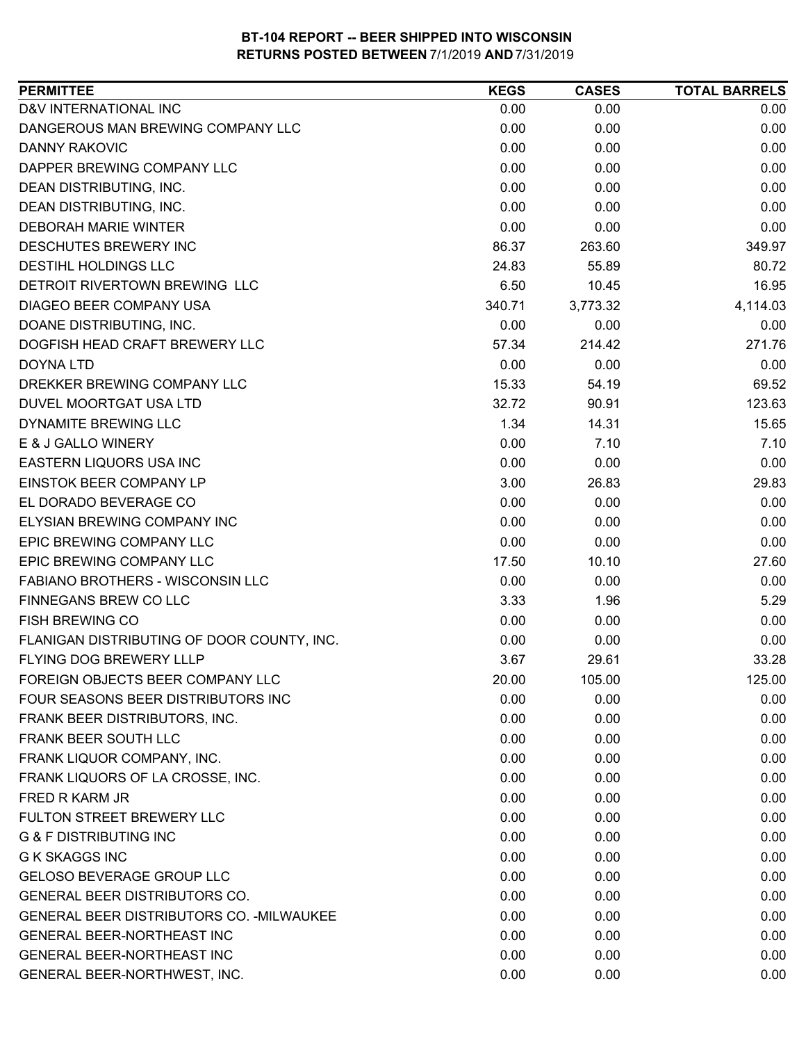**BT-104 REPORT -- BEER SHIPPED INTO WISCONSIN**
**RETURNS POSTED BETWEEN 7/1/2019 AND 7/31/2019**

| PERMITTEE | KEGS | CASES | TOTAL BARRELS |
|---|---|---|---|
| D&V INTERNATIONAL INC | 0.00 | 0.00 | 0.00 |
| DANGEROUS MAN BREWING COMPANY LLC | 0.00 | 0.00 | 0.00 |
| DANNY RAKOVIC | 0.00 | 0.00 | 0.00 |
| DAPPER BREWING COMPANY LLC | 0.00 | 0.00 | 0.00 |
| DEAN DISTRIBUTING, INC. | 0.00 | 0.00 | 0.00 |
| DEAN DISTRIBUTING, INC. | 0.00 | 0.00 | 0.00 |
| DEBORAH MARIE WINTER | 0.00 | 0.00 | 0.00 |
| DESCHUTES BREWERY INC | 86.37 | 263.60 | 349.97 |
| DESTIHL HOLDINGS LLC | 24.83 | 55.89 | 80.72 |
| DETROIT RIVERTOWN BREWING LLC | 6.50 | 10.45 | 16.95 |
| DIAGEO BEER COMPANY USA | 340.71 | 3,773.32 | 4,114.03 |
| DOANE DISTRIBUTING, INC. | 0.00 | 0.00 | 0.00 |
| DOGFISH HEAD CRAFT BREWERY LLC | 57.34 | 214.42 | 271.76 |
| DOYNA LTD | 0.00 | 0.00 | 0.00 |
| DREKKER BREWING COMPANY LLC | 15.33 | 54.19 | 69.52 |
| DUVEL MOORTGAT USA LTD | 32.72 | 90.91 | 123.63 |
| DYNAMITE BREWING LLC | 1.34 | 14.31 | 15.65 |
| E & J GALLO WINERY | 0.00 | 7.10 | 7.10 |
| EASTERN LIQUORS USA INC | 0.00 | 0.00 | 0.00 |
| EINSTOK BEER COMPANY LP | 3.00 | 26.83 | 29.83 |
| EL DORADO BEVERAGE CO | 0.00 | 0.00 | 0.00 |
| ELYSIAN BREWING COMPANY INC | 0.00 | 0.00 | 0.00 |
| EPIC BREWING COMPANY LLC | 0.00 | 0.00 | 0.00 |
| EPIC BREWING COMPANY LLC | 17.50 | 10.10 | 27.60 |
| FABIANO BROTHERS - WISCONSIN LLC | 0.00 | 0.00 | 0.00 |
| FINNEGANS BREW CO LLC | 3.33 | 1.96 | 5.29 |
| FISH BREWING CO | 0.00 | 0.00 | 0.00 |
| FLANIGAN DISTRIBUTING OF DOOR COUNTY, INC. | 0.00 | 0.00 | 0.00 |
| FLYING DOG BREWERY LLLP | 3.67 | 29.61 | 33.28 |
| FOREIGN OBJECTS BEER COMPANY LLC | 20.00 | 105.00 | 125.00 |
| FOUR SEASONS BEER DISTRIBUTORS INC | 0.00 | 0.00 | 0.00 |
| FRANK BEER DISTRIBUTORS, INC. | 0.00 | 0.00 | 0.00 |
| FRANK BEER SOUTH LLC | 0.00 | 0.00 | 0.00 |
| FRANK LIQUOR COMPANY, INC. | 0.00 | 0.00 | 0.00 |
| FRANK LIQUORS OF LA CROSSE, INC. | 0.00 | 0.00 | 0.00 |
| FRED R KARM JR | 0.00 | 0.00 | 0.00 |
| FULTON STREET BREWERY LLC | 0.00 | 0.00 | 0.00 |
| G & F DISTRIBUTING INC | 0.00 | 0.00 | 0.00 |
| G K SKAGGS INC | 0.00 | 0.00 | 0.00 |
| GELOSO BEVERAGE GROUP LLC | 0.00 | 0.00 | 0.00 |
| GENERAL BEER DISTRIBUTORS CO. | 0.00 | 0.00 | 0.00 |
| GENERAL BEER DISTRIBUTORS CO. -MILWAUKEE | 0.00 | 0.00 | 0.00 |
| GENERAL BEER-NORTHEAST INC | 0.00 | 0.00 | 0.00 |
| GENERAL BEER-NORTHEAST INC | 0.00 | 0.00 | 0.00 |
| GENERAL BEER-NORTHWEST, INC. | 0.00 | 0.00 | 0.00 |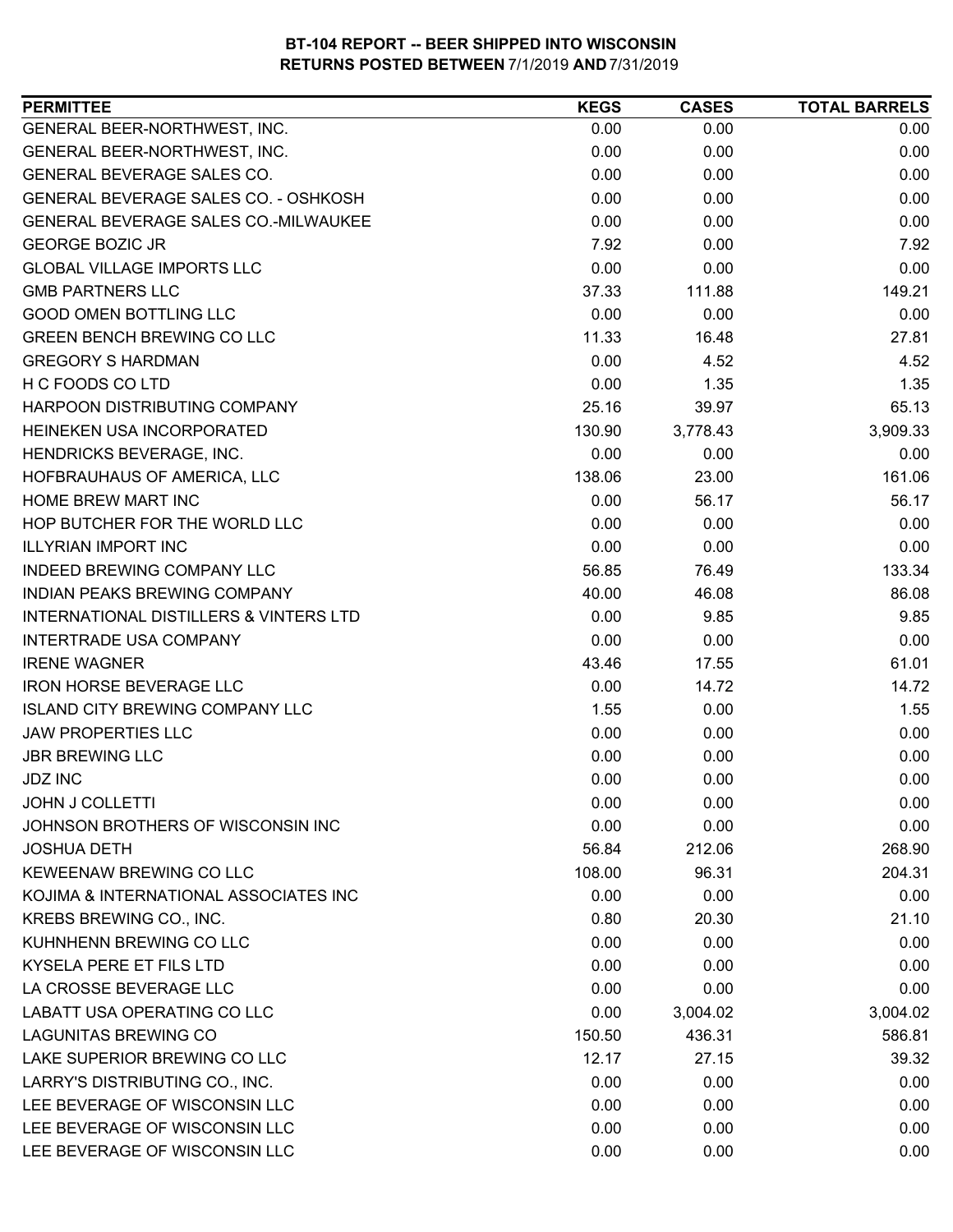**BT-104 REPORT -- BEER SHIPPED INTO WISCONSIN**
**RETURNS POSTED BETWEEN 7/1/2019 AND 7/31/2019**

| PERMITTEE | KEGS | CASES | TOTAL BARRELS |
|---|---|---|---|
| GENERAL BEER-NORTHWEST, INC. | 0.00 | 0.00 | 0.00 |
| GENERAL BEER-NORTHWEST, INC. | 0.00 | 0.00 | 0.00 |
| GENERAL BEVERAGE SALES CO. | 0.00 | 0.00 | 0.00 |
| GENERAL BEVERAGE SALES CO. - OSHKOSH | 0.00 | 0.00 | 0.00 |
| GENERAL BEVERAGE SALES CO.-MILWAUKEE | 0.00 | 0.00 | 0.00 |
| GEORGE BOZIC JR | 7.92 | 0.00 | 7.92 |
| GLOBAL VILLAGE IMPORTS LLC | 0.00 | 0.00 | 0.00 |
| GMB PARTNERS LLC | 37.33 | 111.88 | 149.21 |
| GOOD OMEN BOTTLING LLC | 0.00 | 0.00 | 0.00 |
| GREEN BENCH BREWING CO LLC | 11.33 | 16.48 | 27.81 |
| GREGORY S HARDMAN | 0.00 | 4.52 | 4.52 |
| H C FOODS CO LTD | 0.00 | 1.35 | 1.35 |
| HARPOON DISTRIBUTING COMPANY | 25.16 | 39.97 | 65.13 |
| HEINEKEN USA INCORPORATED | 130.90 | 3,778.43 | 3,909.33 |
| HENDRICKS BEVERAGE, INC. | 0.00 | 0.00 | 0.00 |
| HOFBRAUHAUS OF AMERICA, LLC | 138.06 | 23.00 | 161.06 |
| HOME BREW MART INC | 0.00 | 56.17 | 56.17 |
| HOP BUTCHER FOR THE WORLD LLC | 0.00 | 0.00 | 0.00 |
| ILLYRIAN IMPORT INC | 0.00 | 0.00 | 0.00 |
| INDEED BREWING COMPANY LLC | 56.85 | 76.49 | 133.34 |
| INDIAN PEAKS BREWING COMPANY | 40.00 | 46.08 | 86.08 |
| INTERNATIONAL DISTILLERS & VINTERS LTD | 0.00 | 9.85 | 9.85 |
| INTERTRADE USA COMPANY | 0.00 | 0.00 | 0.00 |
| IRENE WAGNER | 43.46 | 17.55 | 61.01 |
| IRON HORSE BEVERAGE LLC | 0.00 | 14.72 | 14.72 |
| ISLAND CITY BREWING COMPANY LLC | 1.55 | 0.00 | 1.55 |
| JAW PROPERTIES LLC | 0.00 | 0.00 | 0.00 |
| JBR BREWING LLC | 0.00 | 0.00 | 0.00 |
| JDZ INC | 0.00 | 0.00 | 0.00 |
| JOHN J COLLETTI | 0.00 | 0.00 | 0.00 |
| JOHNSON BROTHERS OF WISCONSIN INC | 0.00 | 0.00 | 0.00 |
| JOSHUA DETH | 56.84 | 212.06 | 268.90 |
| KEWEENAW BREWING CO LLC | 108.00 | 96.31 | 204.31 |
| KOJIMA & INTERNATIONAL ASSOCIATES INC | 0.00 | 0.00 | 0.00 |
| KREBS BREWING CO., INC. | 0.80 | 20.30 | 21.10 |
| KUHNHENN BREWING CO LLC | 0.00 | 0.00 | 0.00 |
| KYSELA PERE ET FILS LTD | 0.00 | 0.00 | 0.00 |
| LA CROSSE BEVERAGE LLC | 0.00 | 0.00 | 0.00 |
| LABATT USA OPERATING CO LLC | 0.00 | 3,004.02 | 3,004.02 |
| LAGUNITAS BREWING CO | 150.50 | 436.31 | 586.81 |
| LAKE SUPERIOR BREWING CO LLC | 12.17 | 27.15 | 39.32 |
| LARRY'S DISTRIBUTING CO., INC. | 0.00 | 0.00 | 0.00 |
| LEE BEVERAGE OF WISCONSIN LLC | 0.00 | 0.00 | 0.00 |
| LEE BEVERAGE OF WISCONSIN LLC | 0.00 | 0.00 | 0.00 |
| LEE BEVERAGE OF WISCONSIN LLC | 0.00 | 0.00 | 0.00 |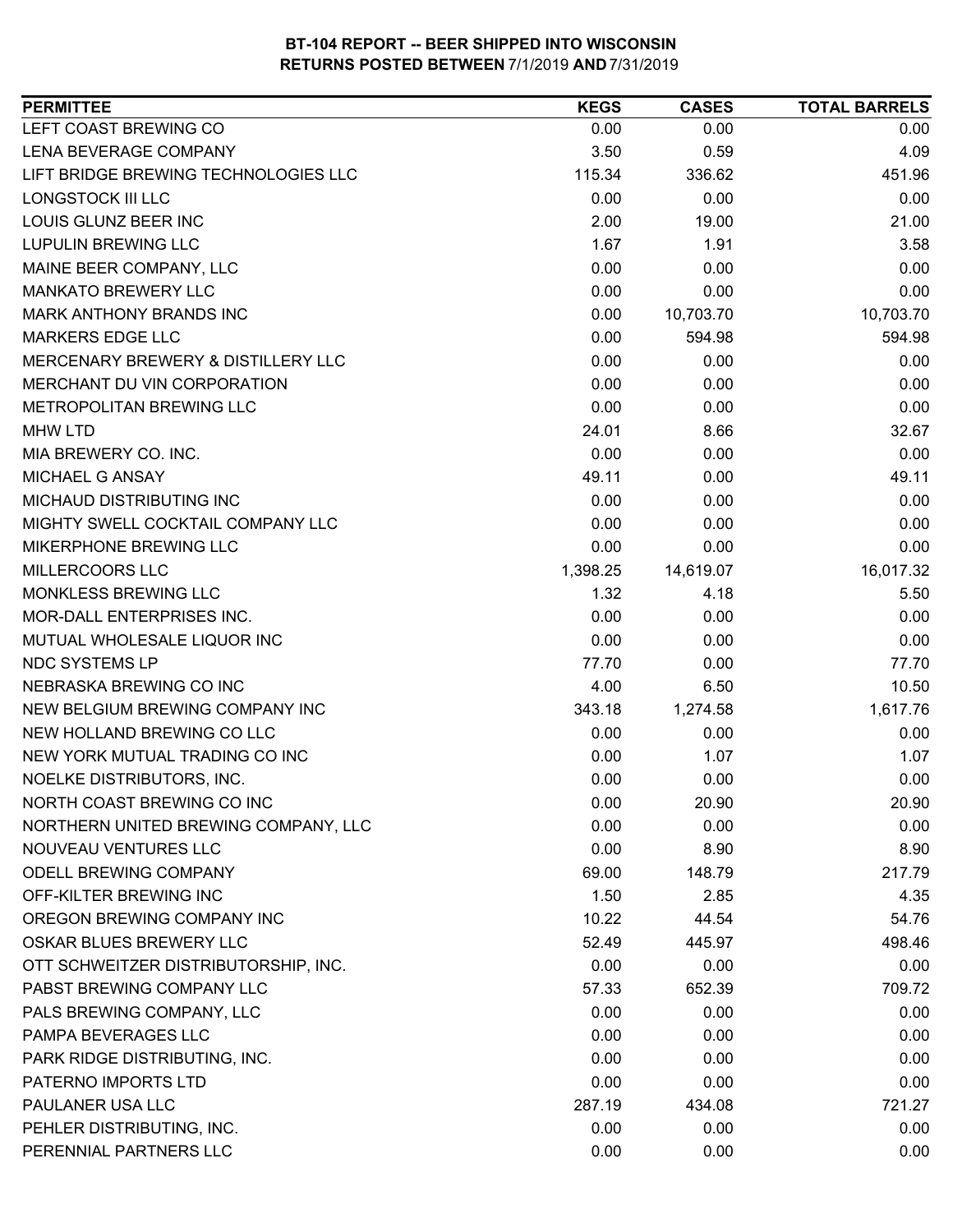# BT-104 REPORT -- BEER SHIPPED INTO WISCONSIN
## RETURNS POSTED BETWEEN 7/1/2019 AND 7/31/2019

| PERMITTEE | KEGS | CASES | TOTAL BARRELS |
|---|---|---|---|
| LEFT COAST BREWING CO | 0.00 | 0.00 | 0.00 |
| LENA BEVERAGE COMPANY | 3.50 | 0.59 | 4.09 |
| LIFT BRIDGE BREWING TECHNOLOGIES LLC | 115.34 | 336.62 | 451.96 |
| LONGSTOCK III LLC | 0.00 | 0.00 | 0.00 |
| LOUIS GLUNZ BEER INC | 2.00 | 19.00 | 21.00 |
| LUPULIN BREWING LLC | 1.67 | 1.91 | 3.58 |
| MAINE BEER COMPANY, LLC | 0.00 | 0.00 | 0.00 |
| MANKATO BREWERY LLC | 0.00 | 0.00 | 0.00 |
| MARK ANTHONY BRANDS INC | 0.00 | 10,703.70 | 10,703.70 |
| MARKERS EDGE LLC | 0.00 | 594.98 | 594.98 |
| MERCENARY BREWERY & DISTILLERY LLC | 0.00 | 0.00 | 0.00 |
| MERCHANT DU VIN CORPORATION | 0.00 | 0.00 | 0.00 |
| METROPOLITAN BREWING LLC | 0.00 | 0.00 | 0.00 |
| MHW LTD | 24.01 | 8.66 | 32.67 |
| MIA BREWERY CO. INC. | 0.00 | 0.00 | 0.00 |
| MICHAEL G ANSAY | 49.11 | 0.00 | 49.11 |
| MICHAUD DISTRIBUTING INC | 0.00 | 0.00 | 0.00 |
| MIGHTY SWELL COCKTAIL COMPANY LLC | 0.00 | 0.00 | 0.00 |
| MIKERPHONE BREWING LLC | 0.00 | 0.00 | 0.00 |
| MILLERCOORS LLC | 1,398.25 | 14,619.07 | 16,017.32 |
| MONKLESS BREWING LLC | 1.32 | 4.18 | 5.50 |
| MOR-DALL ENTERPRISES INC. | 0.00 | 0.00 | 0.00 |
| MUTUAL WHOLESALE LIQUOR INC | 0.00 | 0.00 | 0.00 |
| NDC SYSTEMS LP | 77.70 | 0.00 | 77.70 |
| NEBRASKA BREWING CO INC | 4.00 | 6.50 | 10.50 |
| NEW BELGIUM BREWING COMPANY INC | 343.18 | 1,274.58 | 1,617.76 |
| NEW HOLLAND BREWING CO LLC | 0.00 | 0.00 | 0.00 |
| NEW YORK MUTUAL TRADING CO INC | 0.00 | 1.07 | 1.07 |
| NOELKE DISTRIBUTORS, INC. | 0.00 | 0.00 | 0.00 |
| NORTH COAST BREWING CO INC | 0.00 | 20.90 | 20.90 |
| NORTHERN UNITED BREWING COMPANY, LLC | 0.00 | 0.00 | 0.00 |
| NOUVEAU VENTURES LLC | 0.00 | 8.90 | 8.90 |
| ODELL BREWING COMPANY | 69.00 | 148.79 | 217.79 |
| OFF-KILTER BREWING INC | 1.50 | 2.85 | 4.35 |
| OREGON BREWING COMPANY INC | 10.22 | 44.54 | 54.76 |
| OSKAR BLUES BREWERY LLC | 52.49 | 445.97 | 498.46 |
| OTT SCHWEITZER DISTRIBUTORSHIP, INC. | 0.00 | 0.00 | 0.00 |
| PABST BREWING COMPANY LLC | 57.33 | 652.39 | 709.72 |
| PALS BREWING COMPANY, LLC | 0.00 | 0.00 | 0.00 |
| PAMPA BEVERAGES LLC | 0.00 | 0.00 | 0.00 |
| PARK RIDGE DISTRIBUTING, INC. | 0.00 | 0.00 | 0.00 |
| PATERNO IMPORTS LTD | 0.00 | 0.00 | 0.00 |
| PAULANER USA LLC | 287.19 | 434.08 | 721.27 |
| PEHLER DISTRIBUTING, INC. | 0.00 | 0.00 | 0.00 |
| PERENNIAL PARTNERS LLC | 0.00 | 0.00 | 0.00 |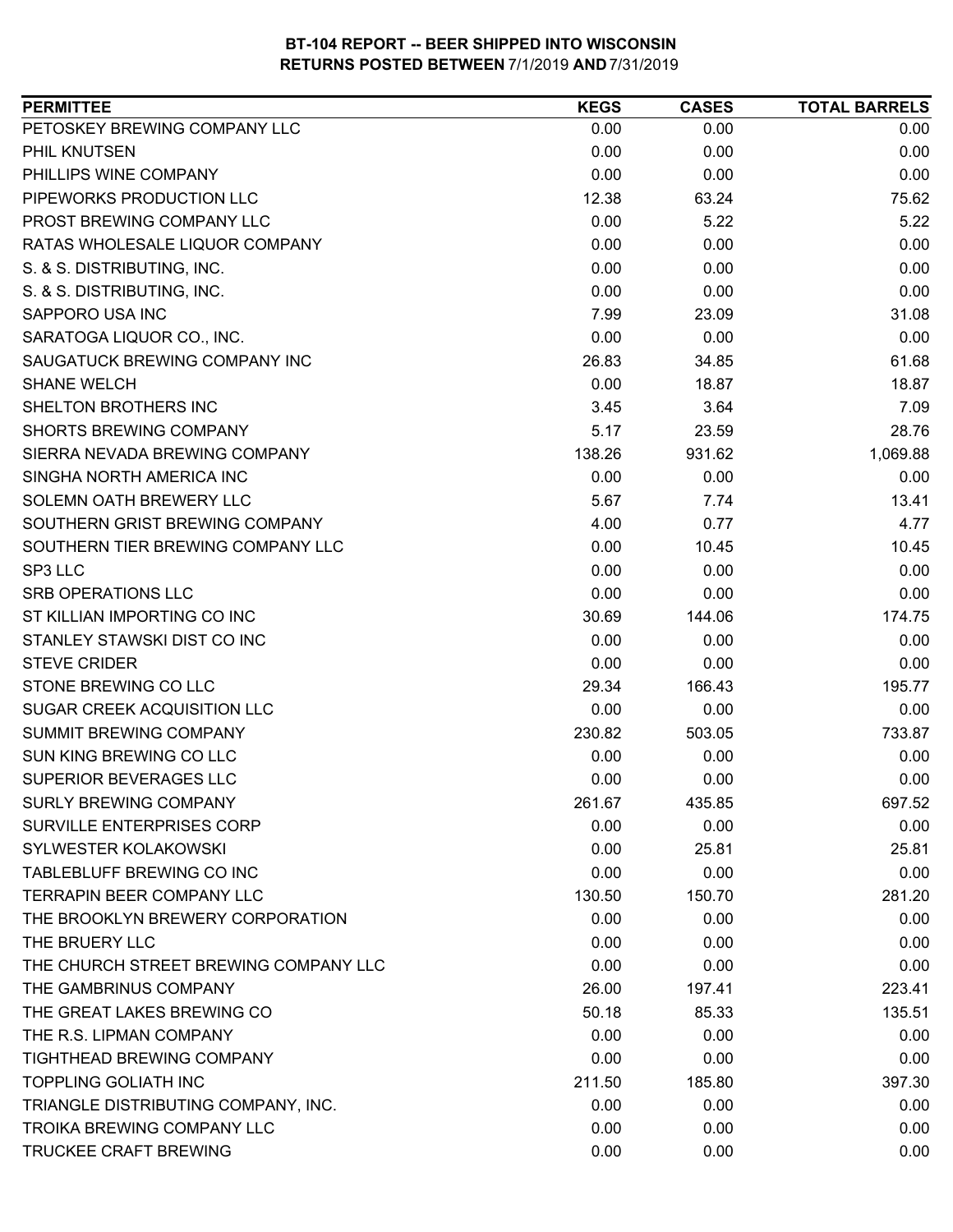# BT-104 REPORT -- BEER SHIPPED INTO WISCONSIN
## RETURNS POSTED BETWEEN 7/1/2019 AND 7/31/2019

| PERMITTEE | KEGS | CASES | TOTAL BARRELS |
|---|---|---|---|
| PETOSKEY BREWING COMPANY LLC | 0.00 | 0.00 | 0.00 |
| PHIL KNUTSEN | 0.00 | 0.00 | 0.00 |
| PHILLIPS WINE COMPANY | 0.00 | 0.00 | 0.00 |
| PIPEWORKS PRODUCTION LLC | 12.38 | 63.24 | 75.62 |
| PROST BREWING COMPANY LLC | 0.00 | 5.22 | 5.22 |
| RATAS WHOLESALE LIQUOR COMPANY | 0.00 | 0.00 | 0.00 |
| S. & S. DISTRIBUTING, INC. | 0.00 | 0.00 | 0.00 |
| S. & S. DISTRIBUTING, INC. | 0.00 | 0.00 | 0.00 |
| SAPPORO USA INC | 7.99 | 23.09 | 31.08 |
| SARATOGA LIQUOR CO., INC. | 0.00 | 0.00 | 0.00 |
| SAUGATUCK BREWING COMPANY INC | 26.83 | 34.85 | 61.68 |
| SHANE WELCH | 0.00 | 18.87 | 18.87 |
| SHELTON BROTHERS INC | 3.45 | 3.64 | 7.09 |
| SHORTS BREWING COMPANY | 5.17 | 23.59 | 28.76 |
| SIERRA NEVADA BREWING COMPANY | 138.26 | 931.62 | 1,069.88 |
| SINGHA NORTH AMERICA INC | 0.00 | 0.00 | 0.00 |
| SOLEMN OATH BREWERY LLC | 5.67 | 7.74 | 13.41 |
| SOUTHERN GRIST BREWING COMPANY | 4.00 | 0.77 | 4.77 |
| SOUTHERN TIER BREWING COMPANY LLC | 0.00 | 10.45 | 10.45 |
| SP3 LLC | 0.00 | 0.00 | 0.00 |
| SRB OPERATIONS LLC | 0.00 | 0.00 | 0.00 |
| ST KILLIAN IMPORTING CO INC | 30.69 | 144.06 | 174.75 |
| STANLEY STAWSKI DIST CO INC | 0.00 | 0.00 | 0.00 |
| STEVE CRIDER | 0.00 | 0.00 | 0.00 |
| STONE BREWING CO LLC | 29.34 | 166.43 | 195.77 |
| SUGAR CREEK ACQUISITION LLC | 0.00 | 0.00 | 0.00 |
| SUMMIT BREWING COMPANY | 230.82 | 503.05 | 733.87 |
| SUN KING BREWING CO LLC | 0.00 | 0.00 | 0.00 |
| SUPERIOR BEVERAGES LLC | 0.00 | 0.00 | 0.00 |
| SURLY BREWING COMPANY | 261.67 | 435.85 | 697.52 |
| SURVILLE ENTERPRISES CORP | 0.00 | 0.00 | 0.00 |
| SYLWESTER KOLAKOWSKI | 0.00 | 25.81 | 25.81 |
| TABLEBLUFF BREWING CO INC | 0.00 | 0.00 | 0.00 |
| TERRAPIN BEER COMPANY LLC | 130.50 | 150.70 | 281.20 |
| THE BROOKLYN BREWERY CORPORATION | 0.00 | 0.00 | 0.00 |
| THE BRUERY LLC | 0.00 | 0.00 | 0.00 |
| THE CHURCH STREET BREWING COMPANY LLC | 0.00 | 0.00 | 0.00 |
| THE GAMBRINUS COMPANY | 26.00 | 197.41 | 223.41 |
| THE GREAT LAKES BREWING CO | 50.18 | 85.33 | 135.51 |
| THE R.S. LIPMAN COMPANY | 0.00 | 0.00 | 0.00 |
| TIGHTHEAD BREWING COMPANY | 0.00 | 0.00 | 0.00 |
| TOPPLING GOLIATH INC | 211.50 | 185.80 | 397.30 |
| TRIANGLE DISTRIBUTING COMPANY, INC. | 0.00 | 0.00 | 0.00 |
| TROIKA BREWING COMPANY LLC | 0.00 | 0.00 | 0.00 |
| TRUCKEE CRAFT BREWING | 0.00 | 0.00 | 0.00 |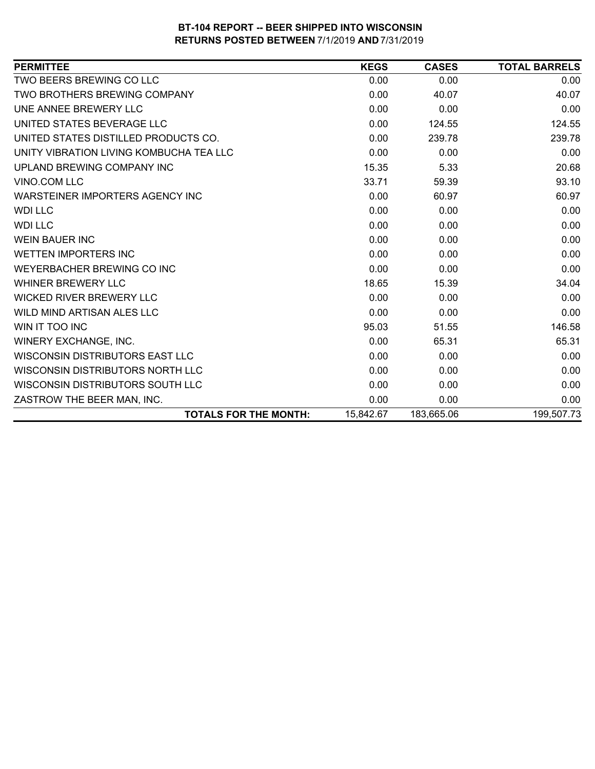**BT-104 REPORT -- BEER SHIPPED INTO WISCONSIN**
**RETURNS POSTED BETWEEN** 7/1/2019 **AND** 7/31/2019

| PERMITTEE | KEGS | CASES | TOTAL BARRELS |
|---|---|---|---|
| TWO BEERS BREWING CO LLC | 0.00 | 0.00 | 0.00 |
| TWO BROTHERS BREWING COMPANY | 0.00 | 40.07 | 40.07 |
| UNE ANNEE BREWERY LLC | 0.00 | 0.00 | 0.00 |
| UNITED STATES BEVERAGE LLC | 0.00 | 124.55 | 124.55 |
| UNITED STATES DISTILLED PRODUCTS CO. | 0.00 | 239.78 | 239.78 |
| UNITY VIBRATION LIVING KOMBUCHA TEA LLC | 0.00 | 0.00 | 0.00 |
| UPLAND BREWING COMPANY INC | 15.35 | 5.33 | 20.68 |
| VINO.COM LLC | 33.71 | 59.39 | 93.10 |
| WARSTEINER IMPORTERS AGENCY INC | 0.00 | 60.97 | 60.97 |
| WDI LLC | 0.00 | 0.00 | 0.00 |
| WDI LLC | 0.00 | 0.00 | 0.00 |
| WEIN BAUER INC | 0.00 | 0.00 | 0.00 |
| WETTEN IMPORTERS INC | 0.00 | 0.00 | 0.00 |
| WEYERBACHER BREWING CO INC | 0.00 | 0.00 | 0.00 |
| WHINER BREWERY LLC | 18.65 | 15.39 | 34.04 |
| WICKED RIVER BREWERY LLC | 0.00 | 0.00 | 0.00 |
| WILD MIND ARTISAN ALES LLC | 0.00 | 0.00 | 0.00 |
| WIN IT TOO INC | 95.03 | 51.55 | 146.58 |
| WINERY EXCHANGE, INC. | 0.00 | 65.31 | 65.31 |
| WISCONSIN DISTRIBUTORS EAST LLC | 0.00 | 0.00 | 0.00 |
| WISCONSIN DISTRIBUTORS NORTH LLC | 0.00 | 0.00 | 0.00 |
| WISCONSIN DISTRIBUTORS SOUTH LLC | 0.00 | 0.00 | 0.00 |
| ZASTROW THE BEER MAN, INC. | 0.00 | 0.00 | 0.00 |
| **TOTALS FOR THE MONTH:** | 15,842.67 | 183,665.06 | 199,507.73 |